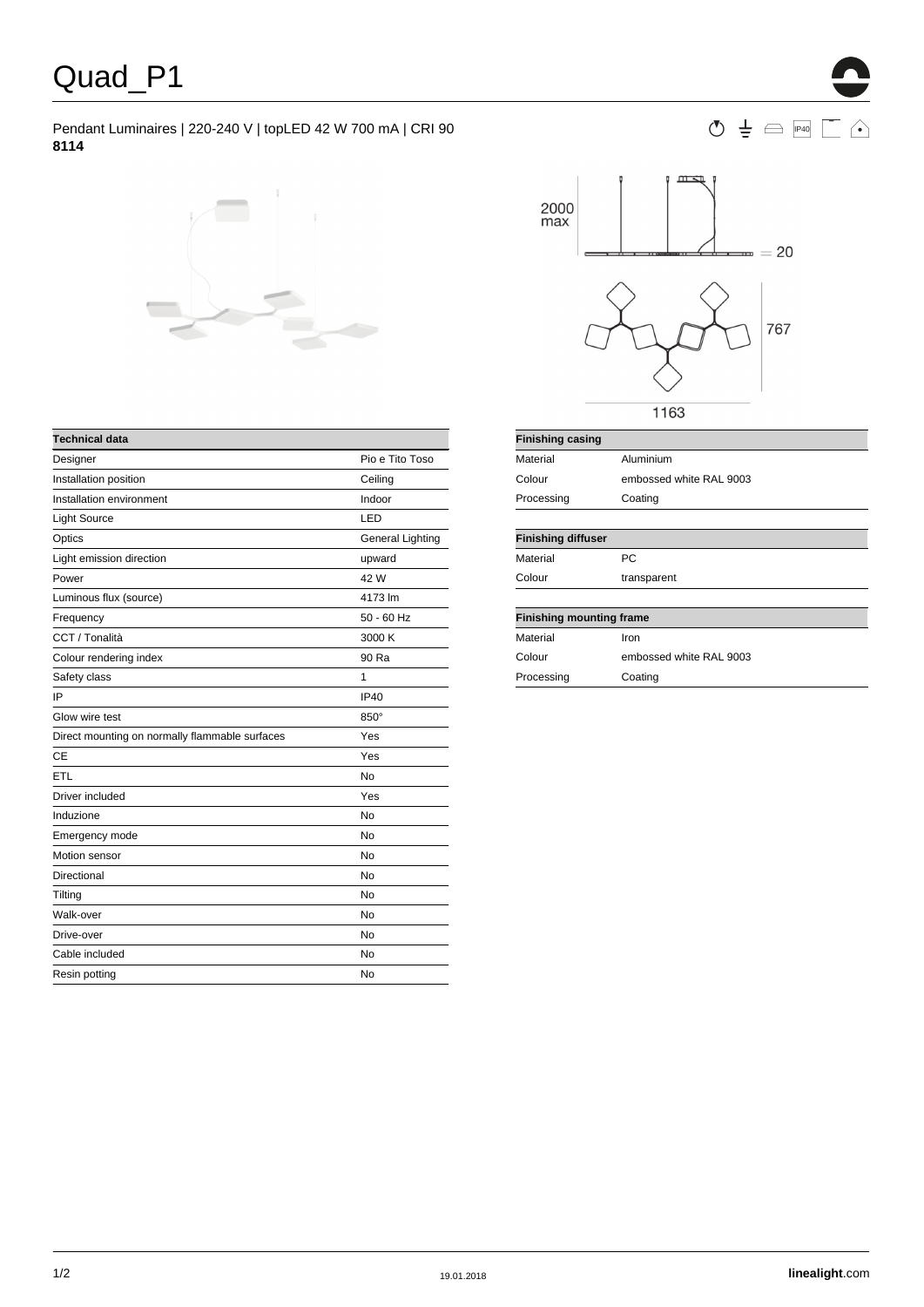# Quad_P1

Pendant Luminaires | 220-240 V | topLED 42 W 700 mA | CRI 90
**8114**

| Technical data | |
|---|---|
| Designer | Pio e Tito Toso |
| Installation position | Ceiling |
| Installation environment | Indoor |
| Light Source | LED |
| Optics | General Lighting |
| Light emission direction | upward |
| Power | 42 W |
| Luminous flux (source) | 4173 lm |
| Frequency | 50 - 60 Hz |
| CCT / Tonalità | 3000 K |
| Colour rendering index | 90 Ra |
| Safety class | 1 |
| IP | IP40 |
| Glow wire test | 850° |
| Direct mounting on normally flammable surfaces | Yes |
| CE | Yes |
| ETL | No |
| Driver included | Yes |
| Induzione | No |
| Emergency mode | No |
| Motion sensor | No |
| Directional | No |
| Tilting | No |
| Walk-over | No |
| Drive-over | No |
| Cable included | No |
| Resin potting | No |

| Finishing casing | |
|---|---|
| Material | Aluminium |
| Colour | embossed white RAL 9003 |
| Processing | Coating |

| Finishing diffuser | |
|---|---|
| Material | PC |
| Colour | transparent |

| Finishing mounting frame | |
|---|---|
| Material | Iron |
| Colour | embossed white RAL 9003 |
| Processing | Coating |

19.01.2018

**linealight**.com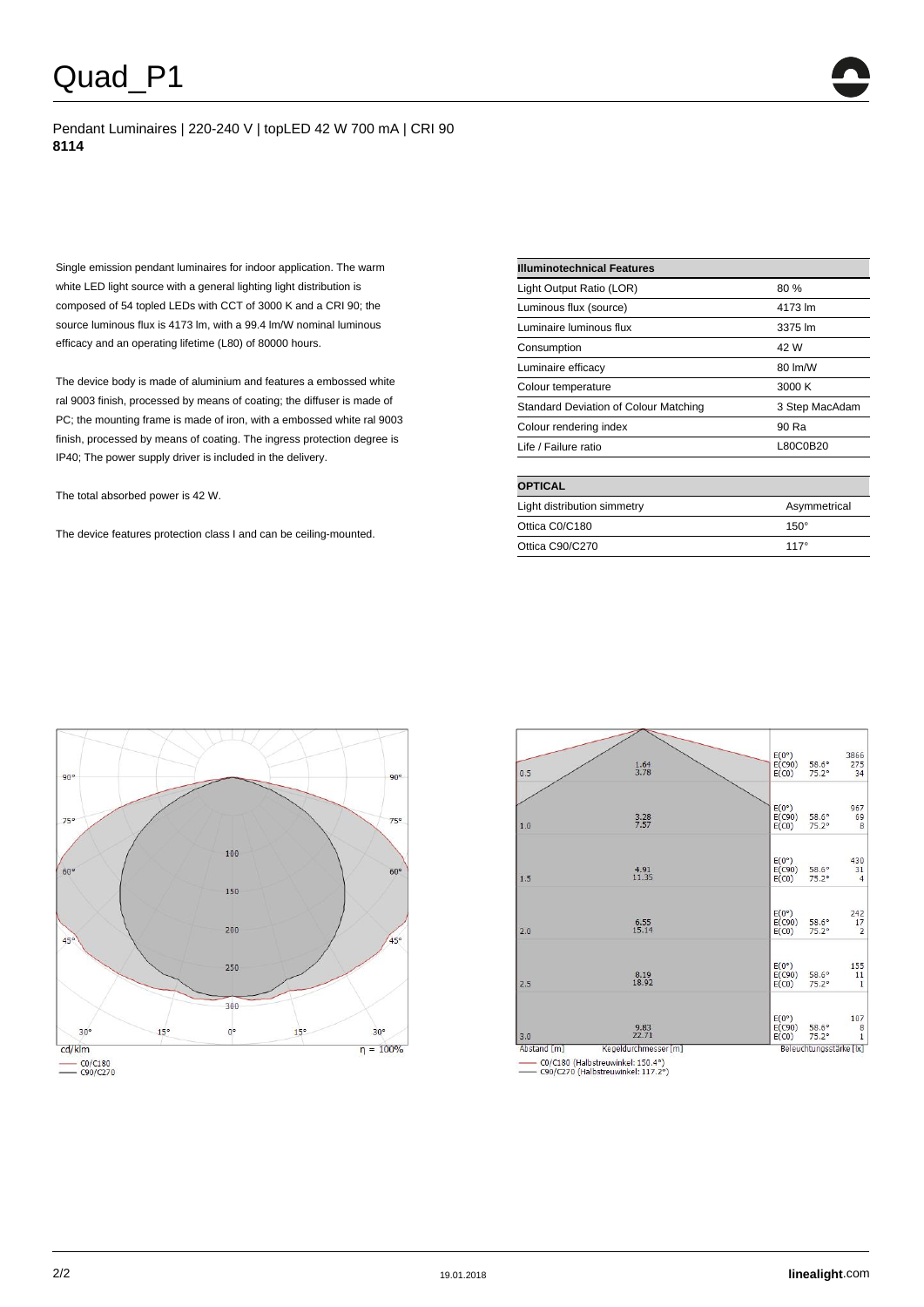# Quad_P1

Pendant Luminaires | 220-240 V | topLED 42 W 700 mA | CRI 90
**8114**

Single emission pendant luminaires for indoor application. The warm white LED light source with a general lighting light distribution is composed of 54 topled LEDs with CCT of 3000 K and a CRI 90; the source luminous flux is 4173 lm, with a 99.4 lm/W nominal luminous efficacy and an operating lifetime (L80) of 80000 hours.

The device body is made of aluminium and features a embossed white ral 9003 finish, processed by means of coating; the diffuser is made of PC; the mounting frame is made of iron, with a embossed white ral 9003 finish, processed by means of coating. The ingress protection degree is IP40; The power supply driver is included in the delivery.

The total absorbed power is 42 W.

The device features protection class I and can be ceiling-mounted.

| Illuminotechnical Features | |
|---|---|
| Light Output Ratio (LOR) | 80 % |
| Luminous flux (source) | 4173 lm |
| Luminaire luminous flux | 3375 lm |
| Consumption | 42 W |
| Luminaire efficacy | 80 lm/W |
| Colour temperature | 3000 K |
| Standard Deviation of Colour Matching | 3 Step MacAdam |
| Colour rendering index | 90 Ra |
| Life / Failure ratio | L80C0B20 |

| OPTICAL | |
|---|---|
| Light distribution simmetry | Asymmetrical |
| Ottica C0/C180 | 150° |
| Ottica C90/C270 | 117° |

90° 90°
75° 75°
60° 60°
45° 45°
30° 15° 0° 15° 30°
100
150
200
250
300
cd/klm
η = 100%
C0/C180
C90/C270

0.5 1.64 3.78 E(0°) 3866 E(C90) 58.6° 275 E(C0) 75.2° 34
1.0 3.28 7.57 E(0°) 967 E(C90) 58.6° 69 E(C0) 75.2° 8
1.5 4.91 11.35 E(0°) 430 E(C90) 58.6° 31 E(C0) 75.2° 4
2.0 6.55 15.14 E(0°) 242 E(C90) 58.6° 17 E(C0) 75.2° 2
2.5 8.19 18.92 E(0°) 155 E(C90) 58.6° 11 E(C0) 75.2° 1
3.0 9.83 22.71 E(0°) 107 E(C90) 58.6° 8 E(C0) 75.2° 1
Abstand [m] Kegeldurchmesser [m] Beleuchtungsstärke [lx]
C0/C180 (Halbstreuwinkel: 150.4°)
C90/C270 (Halbstreuwinkel: 117.2°)

19.01.2018

**linealight**.com